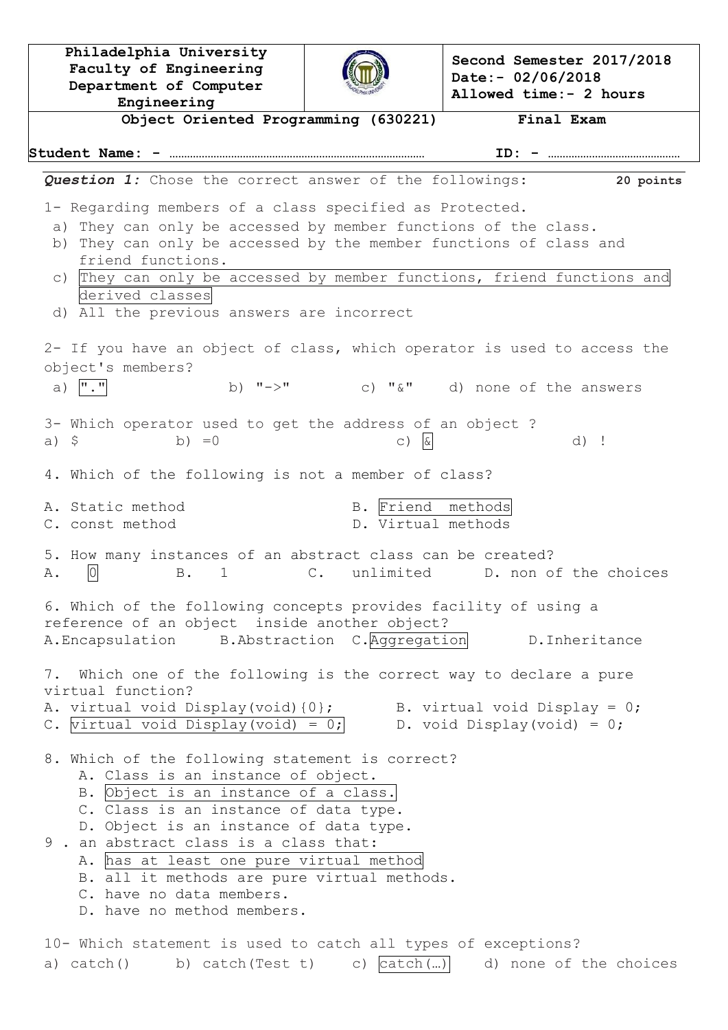| Philadelphia University<br>Faculty of Engineering<br>Department of Computer Engineering | | Second Semester 2017/2018<br>Date:- 02/06/2018<br>Allowed time:- 2 hours |
|---|---|---|
| Object Oriented Programming (630221) | | Final Exam |

**Student Name: -** ……………………………………………………… **ID: -** ……………………………………

***Question 1:*** Chose the correct answer of the followings: **20 points**

1- Regarding members of a class specified as Protected.

a) They can only be accessed by member functions of the class.
b) They can only be accessed by the member functions of class and friend functions.
c) They can only be accessed by member functions, friend functions and derived classes
d) All the previous answers are incorrect

2- If you have an object of class, which operator is used to access the object's members?

a) "." b) "->" c) "&" d) none of the answers

3- Which operator used to get the address of an object ?

a) $ b) =0 c) & d) !

4. Which of the following is not a member of class?

A. Static method B. Friend methods
C. const method D. Virtual methods

5. How many instances of an abstract class can be created?

A. 0 B. 1 C. unlimited D. non of the choices

6. Which of the following concepts provides facility of using a reference of an object inside another object?

A.Encapsulation B.Abstraction C.Aggregation D.Inheritance

7. Which one of the following is the correct way to declare a pure virtual function?

A. virtual void Display(void){0}; B. virtual void Display = 0;
C. virtual void Display(void) = 0; D. void Display(void) = 0;

8. Which of the following statement is correct?

A. Class is an instance of object.
B. Object is an instance of a class.
C. Class is an instance of data type.
D. Object is an instance of data type.

9 . an abstract class is a class that:

A. has at least one pure virtual method
B. all it methods are pure virtual methods.
C. have no data members.
D. have no method members.

10- Which statement is used to catch all types of exceptions?

a) catch() b) catch(Test t) c) catch(…) d) none of the choices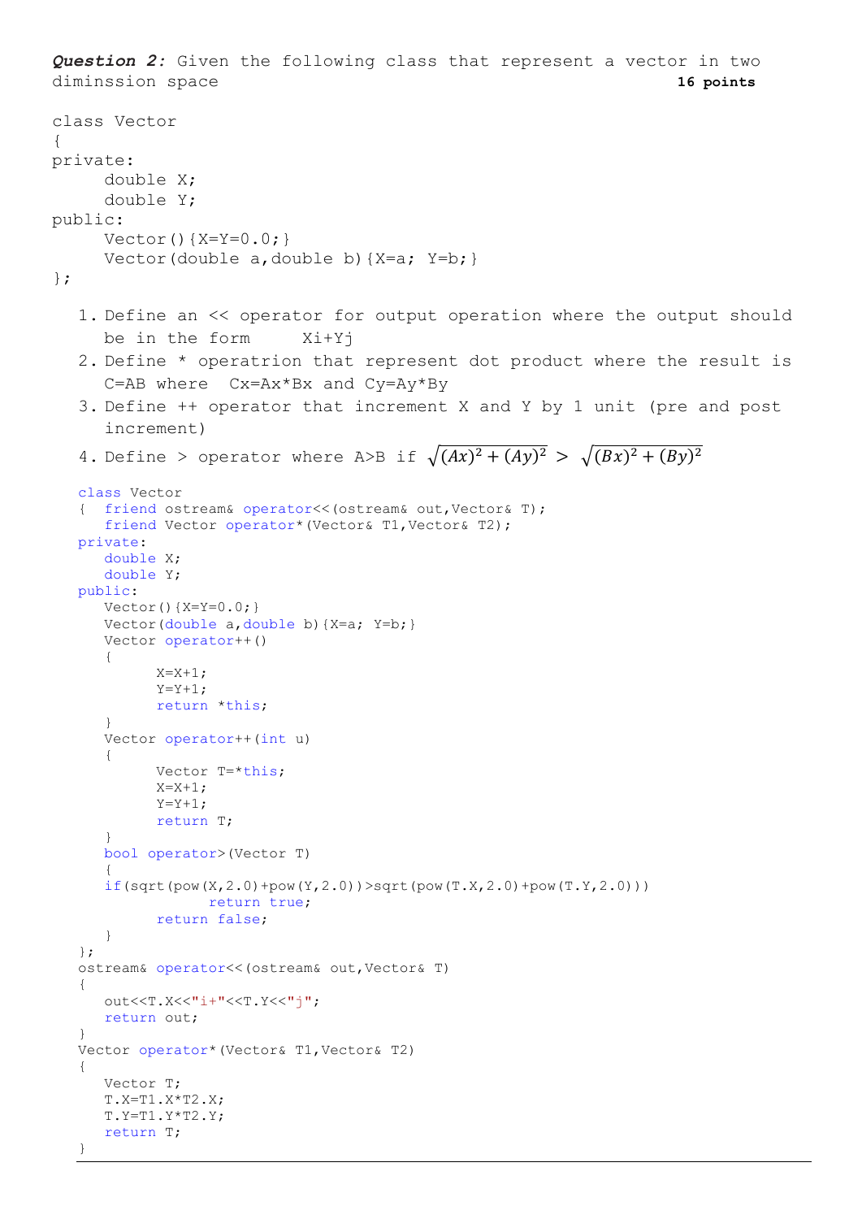***Question 2:*** Given the following class that represent a vector in two diminssion space **16 points**

```
class Vector
{
private:
     double X;
     double Y;
public:
     Vector(){X=Y=0.0;}
     Vector(double a,double b){X=a; Y=b;}
};
```

1. Define an << operator for output operation where the output should be in the form     Xi+Yj
2. Define * operatrion that represent dot product where the result is C=AB where  Cx=Ax*Bx and Cy=Ay*By
3. Define ++ operator that increment X and Y by 1 unit (pre and post increment)
4. Define > operator where A>B if $\sqrt{(Ax)^2 + (Ay)^2} > \sqrt{(Bx)^2 + (By)^2}$

```
class Vector
{  friend ostream& operator<<(ostream& out,Vector& T);
   friend Vector operator*(Vector& T1,Vector& T2);
private:
   double X;
   double Y;
public:
   Vector(){X=Y=0.0;}
   Vector(double a,double b){X=a; Y=b;}
   Vector operator++()
   {
         X=X+1;
         Y=Y+1;
         return *this;
   }
   Vector operator++(int u)
   {
         Vector T=*this;
         X=X+1;
         Y=Y+1;
         return T;
   }
   bool operator>(Vector T)
   {
   if(sqrt(pow(X,2.0)+pow(Y,2.0))>sqrt(pow(T.X,2.0)+pow(T.Y,2.0)))
               return true;
         return false;
   }
};
ostream& operator<<(ostream& out,Vector& T)
{
   out<<T.X<<"i+"<<T.Y<<"j";
   return out;
}
Vector operator*(Vector& T1,Vector& T2)
{
   Vector T;
   T.X=T1.X*T2.X;
   T.Y=T1.Y*T2.Y;
   return T;
}
```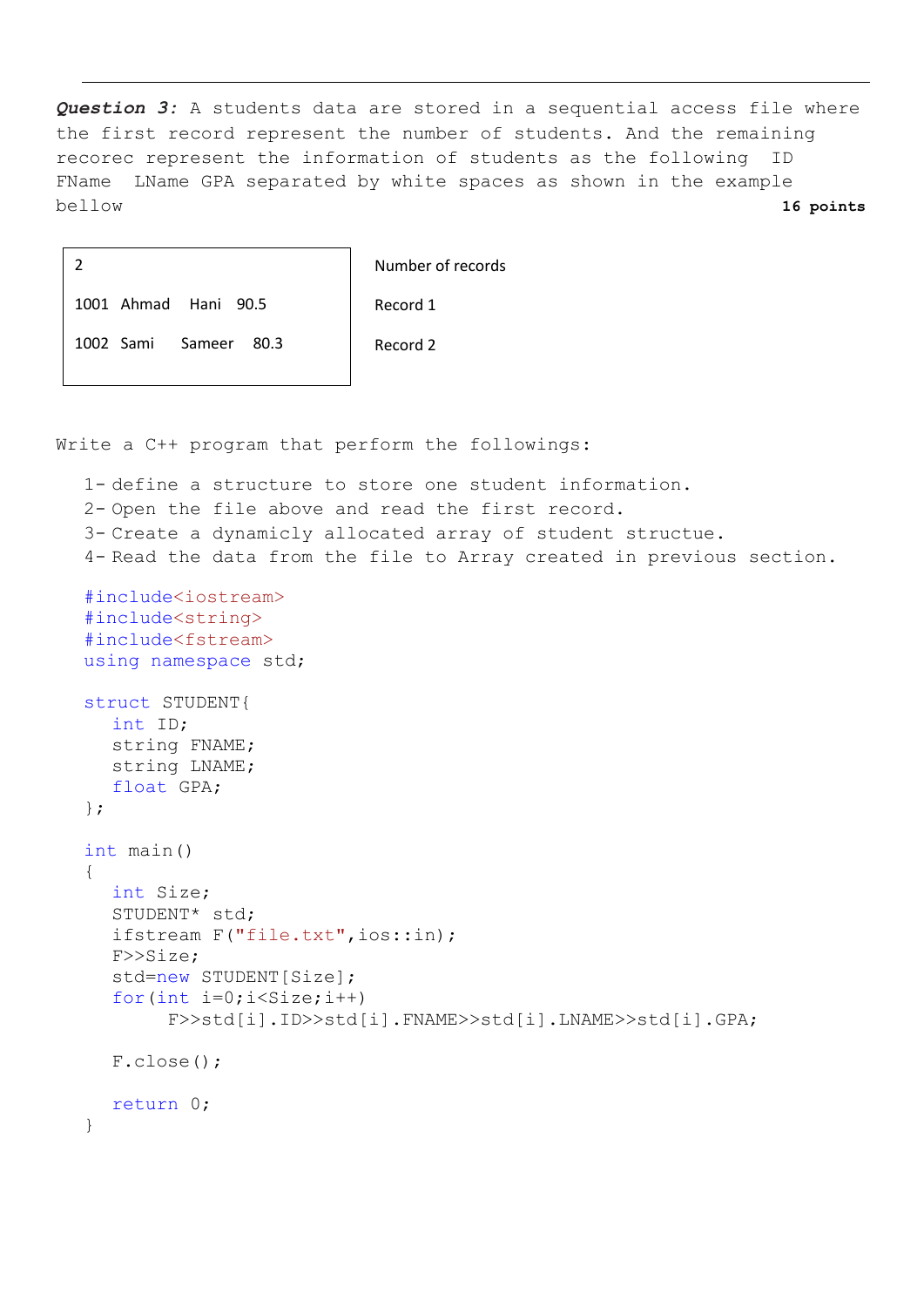***Question 3:*** A students data are stored in a sequential access file where the first record represent the number of students. And the remaining recorec represent the information of students as the following ID FName LName GPA separated by white spaces as shown in the example bellow **16 points**

| File content | |
|---|---|
| 2 | Number of records |
| 1001 Ahmad Hani 90.5 | Record 1 |
| 1002 Sami Sameer 80.3 | Record 2 |

Write a C++ program that perform the followings:

1- define a structure to store one student information.
2- Open the file above and read the first record.
3- Create a dynamicly allocated array of student structue.
4- Read the data from the file to Array created in previous section.

```
#include<iostream>
#include<string>
#include<fstream>
using namespace std;

struct STUDENT{
   int ID;
   string FNAME;
   string LNAME;
   float GPA;
};

int main()
{
   int Size;
   STUDENT* std;
   ifstream F("file.txt",ios::in);
   F>>Size;
   std=new STUDENT[Size];
   for(int i=0;i<Size;i++)
        F>>std[i].ID>>std[i].FNAME>>std[i].LNAME>>std[i].GPA;

   F.close();

   return 0;
}
```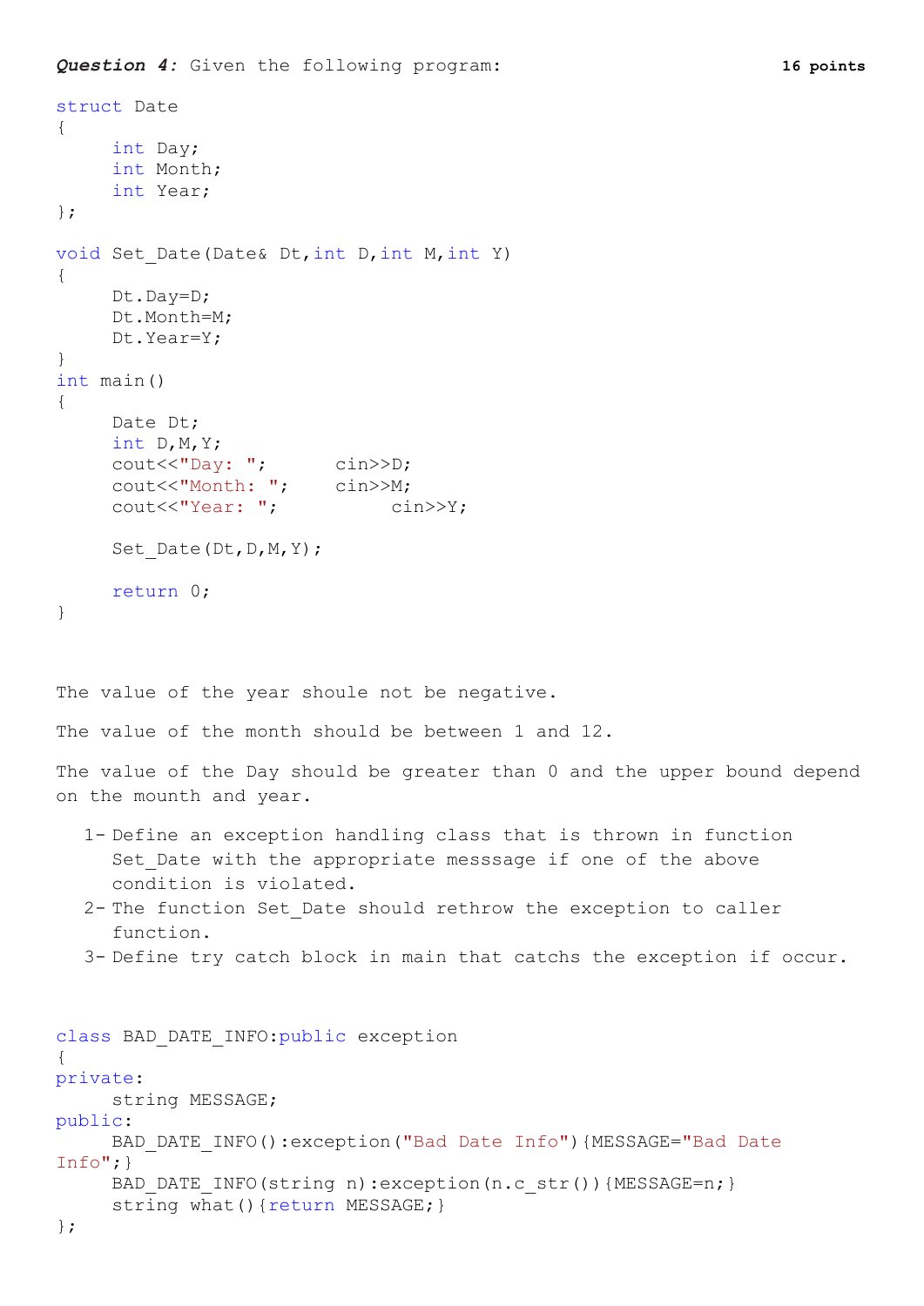***Question 4:*** Given the following program: **16 points**

```
struct Date
{
     int Day;
     int Month;
     int Year;
};

void Set_Date(Date& Dt,int D,int M,int Y)
{
     Dt.Day=D;
     Dt.Month=M;
     Dt.Year=Y;
}
int main()
{
     Date Dt;
     int D,M,Y;
     cout<<"Day: ";      cin>>D;
     cout<<"Month: ";    cin>>M;
     cout<<"Year: ";          cin>>Y;

     Set_Date(Dt,D,M,Y);

     return 0;
}
```

The value of the year shoule not be negative.

The value of the month should be between 1 and 12.

The value of the Day should be greater than 0 and the upper bound depend on the mounth and year.

1. Define an exception handling class that is thrown in function Set_Date with the appropriate messsage if one of the above condition is violated.
2. The function Set_Date should rethrow the exception to caller function.
3. Define try catch block in main that catchs the exception if occur.

```
class BAD_DATE_INFO:public exception
{
private:
     string MESSAGE;
public:
     BAD_DATE_INFO():exception("Bad Date Info"){MESSAGE="Bad Date Info";}
     BAD_DATE_INFO(string n):exception(n.c_str()){MESSAGE=n;}
     string what(){return MESSAGE;}
};
```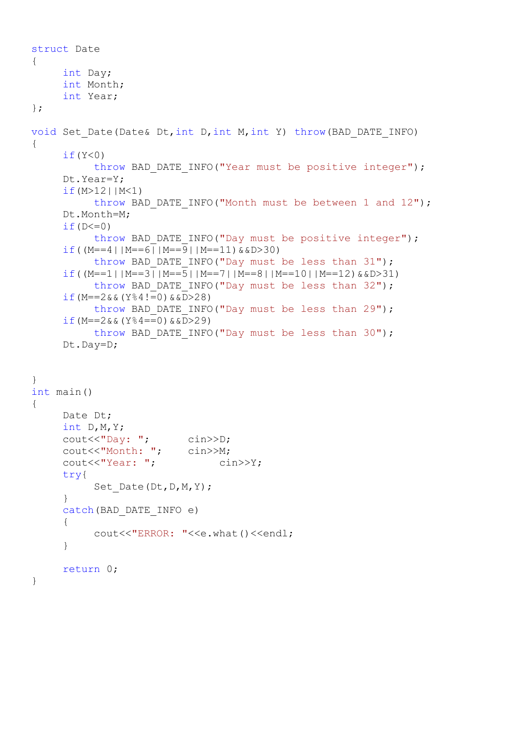```
struct Date
{
    int Day;
    int Month;
    int Year;
};

void Set_Date(Date& Dt,int D,int M,int Y) throw(BAD_DATE_INFO)
{
    if(Y<0)
        throw BAD_DATE_INFO("Year must be positive integer");
    Dt.Year=Y;
    if(M>12||M<1)
        throw BAD_DATE_INFO("Month must be between 1 and 12");
    Dt.Month=M;
    if(D<=0)
        throw BAD_DATE_INFO("Day must be positive integer");
    if((M==4||M==6||M==9||M==11)&&D>30)
        throw BAD_DATE_INFO("Day must be less than 31");
    if((M==1||M==3||M==5||M==7||M==8||M==10||M==12)&&D>31)
        throw BAD_DATE_INFO("Day must be less than 32");
    if(M==2&&(Y%4!=0)&&D>28)
        throw BAD_DATE_INFO("Day must be less than 29");
    if(M==2&&(Y%4==0)&&D>29)
        throw BAD_DATE_INFO("Day must be less than 30");
    Dt.Day=D;


}
int main()
{
    Date Dt;
    int D,M,Y;
    cout<<"Day: ";      cin>>D;
    cout<<"Month: ";    cin>>M;
    cout<<"Year: ";         cin>>Y;
    try{
        Set_Date(Dt,D,M,Y);
    }
    catch(BAD_DATE_INFO e)
    {
        cout<<"ERROR: "<<e.what()<<endl;
    }

    return 0;
}
```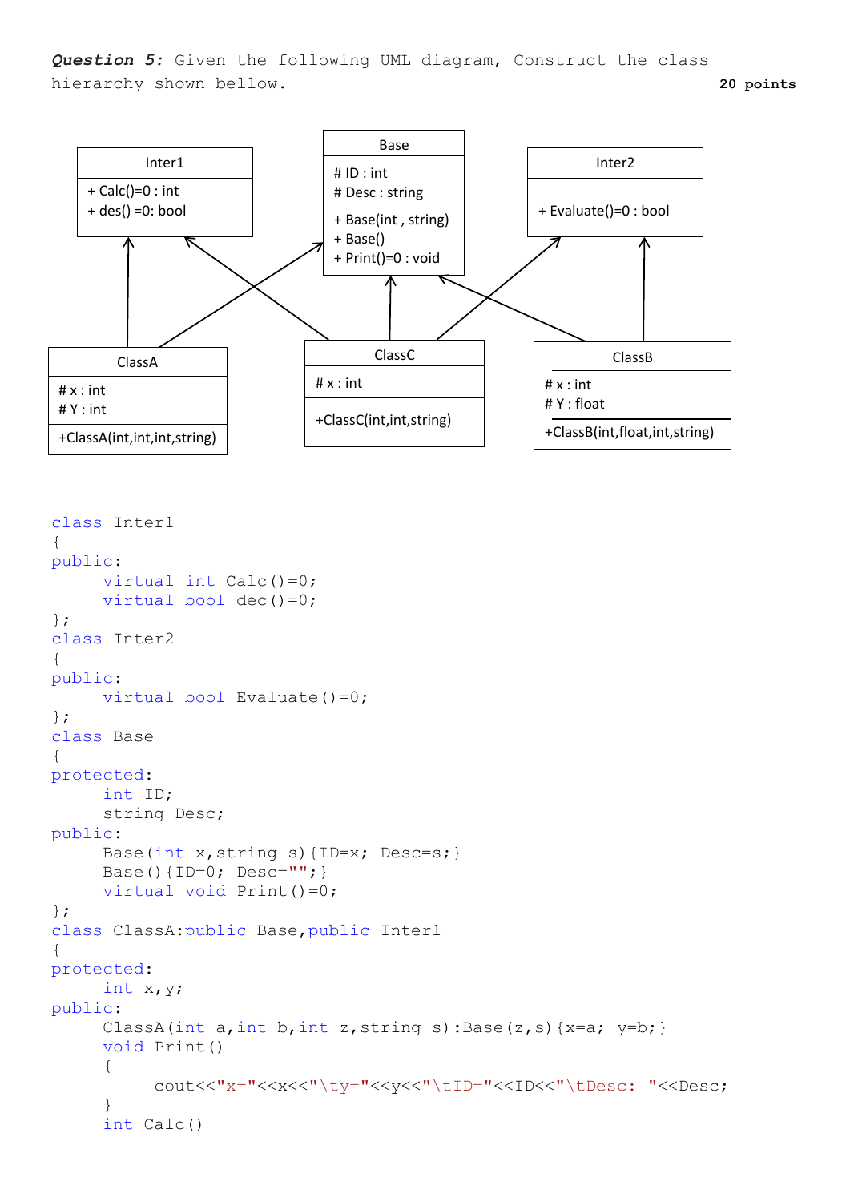***Question 5:*** Given the following UML diagram, Construct the class hierarchy shown bellow. **20 points**

| Inter1 |
| --- |
| + Calc()=0 : int<br>+ des() =0: bool |

| Base |
| --- |
| # ID : int<br># Desc : string |
| + Base(int , string)<br>+ Base()<br>+ Print()=0 : void |

| Inter2 |
| --- |
| + Evaluate()=0 : bool |

| ClassA |
| --- |
| # x : int<br># Y : int |
| +ClassA(int,int,int,string) |

| ClassC |
| --- |
| # x : int |
| +ClassC(int,int,string) |

| ClassB |
| --- |
| # x : int<br># Y : float |
| +ClassB(int,float,int,string) |

```
class Inter1
{
public:
      virtual int Calc()=0;
      virtual bool dec()=0;
};
class Inter2
{
public:
      virtual bool Evaluate()=0;
};
class Base
{
protected:
      int ID;
      string Desc;
public:
      Base(int x,string s){ID=x; Desc=s;}
      Base(){ID=0; Desc="";}
      virtual void Print()=0;
};
class ClassA:public Base,public Inter1
{
protected:
      int x,y;
public:
      ClassA(int a,int b,int z,string s):Base(z,s){x=a; y=b;}
      void Print()
      {
            cout<<"x="<<x<<"\ty="<<y<<"\tID="<<ID<<"\tDesc: "<<Desc;
      }
      int Calc()
```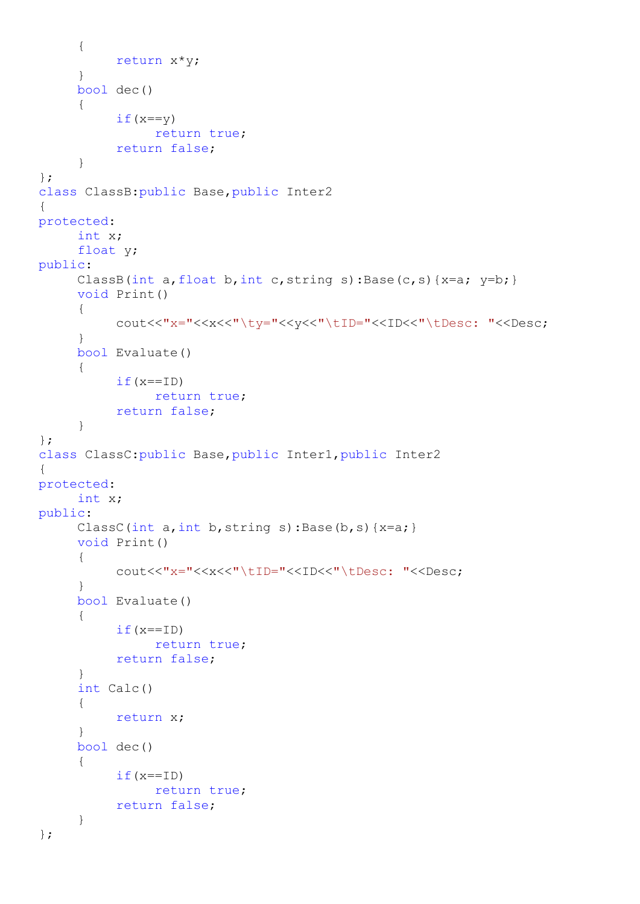```
    {
        return x*y;
    }
    bool dec()
    {
        if(x==y)
            return true;
        return false;
    }
};
class ClassB:public Base,public Inter2
{
protected:
    int x;
    float y;
public:
    ClassB(int a,float b,int c,string s):Base(c,s){x=a; y=b;}
    void Print()
    {
        cout<<"x="<<x<<"\ty="<<y<<"\tID="<<ID<<"\tDesc: "<<Desc;
    }
    bool Evaluate()
    {
        if(x==ID)
            return true;
        return false;
    }
};
class ClassC:public Base,public Inter1,public Inter2
{
protected:
    int x;
public:
    ClassC(int a,int b,string s):Base(b,s){x=a;}
    void Print()
    {
        cout<<"x="<<x<<"\tID="<<ID<<"\tDesc: "<<Desc;
    }
    bool Evaluate()
    {
        if(x==ID)
            return true;
        return false;
    }
    int Calc()
    {
        return x;
    }
    bool dec()
    {
        if(x==ID)
            return true;
        return false;
    }
};
```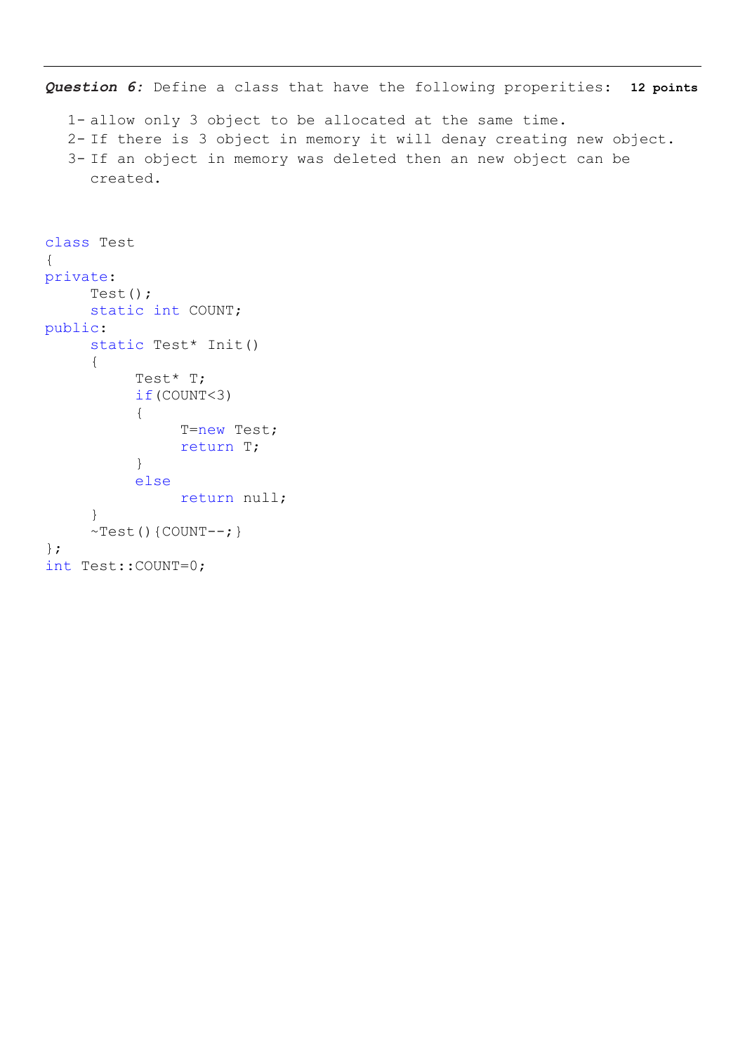***Question 6:*** Define a class that have the following properities: **12 points**

1- allow only 3 object to be allocated at the same time.
2- If there is 3 object in memory it will denay creating new object.
3- If an object in memory was deleted then an new object can be created.

```
class Test
{
private:
     Test();
     static int COUNT;
public:
     static Test* Init()
     {
          Test* T;
          if(COUNT<3)
          {
               T=new Test;
               return T;
          }
          else
               return null;
     }
     ~Test(){COUNT--;}
};
int Test::COUNT=0;
```